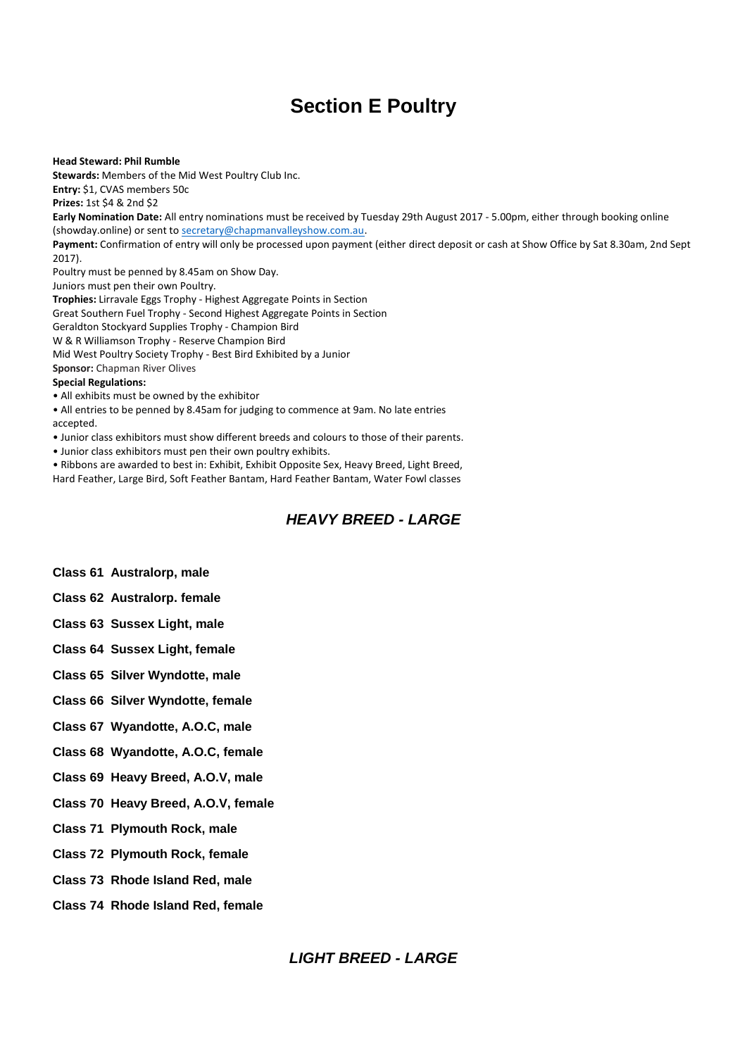# Section E Poultry

**Head Steward: Phil Rumble**
**Stewards:** Members of the Mid West Poultry Club Inc.
**Entry:** $1, CVAS members 50c
**Prizes:** 1st $4 & 2nd $2
**Early Nomination Date:** All entry nominations must be received by Tuesday 29th August 2017 - 5.00pm, either through booking online (showday.online) or sent to secretary@chapmanvalleyshow.com.au.
**Payment:** Confirmation of entry will only be processed upon payment (either direct deposit or cash at Show Office by Sat 8.30am, 2nd Sept 2017).
Poultry must be penned by 8.45am on Show Day.
Juniors must pen their own Poultry.
**Trophies:** Lirravale Eggs Trophy - Highest Aggregate Points in Section
Great Southern Fuel Trophy - Second Highest Aggregate Points in Section
Geraldton Stockyard Supplies Trophy - Champion Bird
W & R Williamson Trophy - Reserve Champion Bird
Mid West Poultry Society Trophy - Best Bird Exhibited by a Junior
**Sponsor:** Chapman River Olives
**Special Regulations:**

- All exhibits must be owned by the exhibitor
- All entries to be penned by 8.45am for judging to commence at 9am. No late entries accepted.
- Junior class exhibitors must show different breeds and colours to those of their parents.
- Junior class exhibitors must pen their own poultry exhibits.
- Ribbons are awarded to best in: Exhibit, Exhibit Opposite Sex, Heavy Breed, Light Breed, Hard Feather, Large Bird, Soft Feather Bantam, Hard Feather Bantam, Water Fowl classes

## *HEAVY BREED - LARGE*

**Class 61 Australorp, male**

**Class 62 Australorp. female**

**Class 63 Sussex Light, male**

**Class 64 Sussex Light, female**

**Class 65 Silver Wyndotte, male**

**Class 66 Silver Wyndotte, female**

**Class 67 Wyandotte, A.O.C, male**

**Class 68 Wyandotte, A.O.C, female**

**Class 69 Heavy Breed, A.O.V, male**

**Class 70 Heavy Breed, A.O.V, female**

**Class 71 Plymouth Rock, male**

**Class 72 Plymouth Rock, female**

**Class 73 Rhode Island Red, male**

**Class 74 Rhode Island Red, female**

## *LIGHT BREED - LARGE*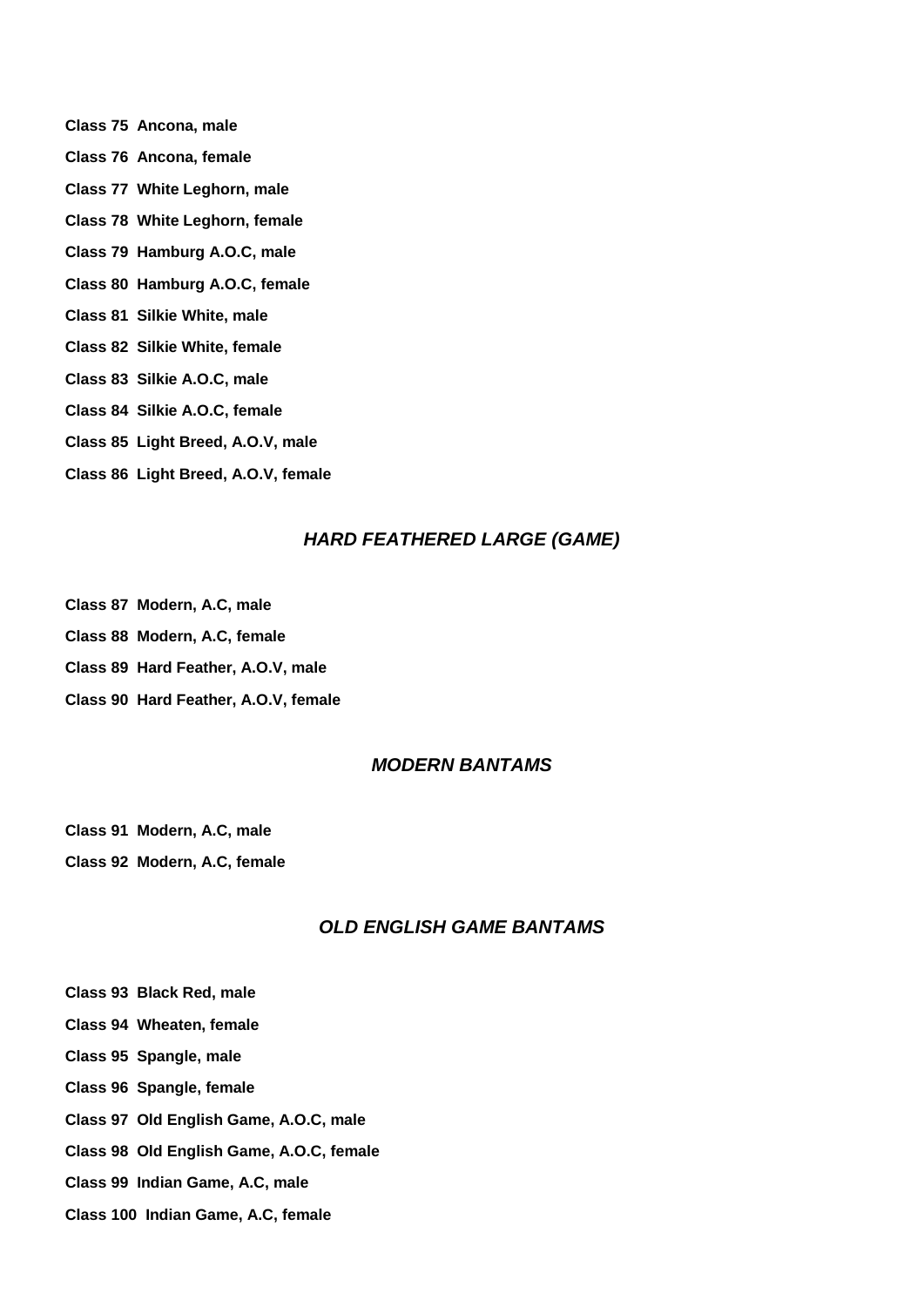**Class 75 Ancona, male**

**Class 76 Ancona, female**

**Class 77 White Leghorn, male**

**Class 78 White Leghorn, female**

**Class 79 Hamburg A.O.C, male**

**Class 80 Hamburg A.O.C, female**

**Class 81 Silkie White, male**

**Class 82 Silkie White, female**

**Class 83 Silkie A.O.C, male**

**Class 84 Silkie A.O.C, female**

**Class 85 Light Breed, A.O.V, male**

**Class 86 Light Breed, A.O.V, female**

## *HARD FEATHERED LARGE (GAME)*

**Class 87 Modern, A.C, male**

**Class 88 Modern, A.C, female**

**Class 89 Hard Feather, A.O.V, male**

**Class 90 Hard Feather, A.O.V, female**

## *MODERN BANTAMS*

**Class 91 Modern, A.C, male**

**Class 92 Modern, A.C, female**

## *OLD ENGLISH GAME BANTAMS*

**Class 93 Black Red, male**

**Class 94 Wheaten, female**

**Class 95 Spangle, male**

**Class 96 Spangle, female**

**Class 97 Old English Game, A.O.C, male**

**Class 98 Old English Game, A.O.C, female**

**Class 99 Indian Game, A.C, male**

**Class 100 Indian Game, A.C, female**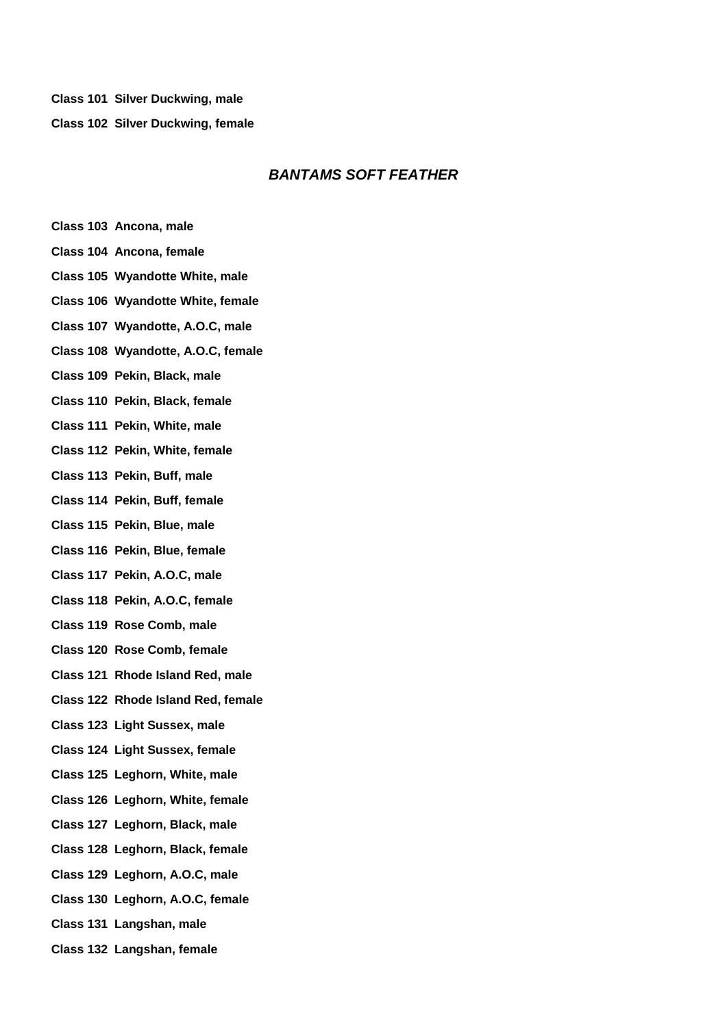**Class 101 Silver Duckwing, male**

**Class 102 Silver Duckwing, female**

## *BANTAMS SOFT FEATHER*

**Class 103 Ancona, male**

**Class 104 Ancona, female**

**Class 105 Wyandotte White, male**

**Class 106 Wyandotte White, female**

**Class 107 Wyandotte, A.O.C, male**

**Class 108 Wyandotte, A.O.C, female**

**Class 109 Pekin, Black, male**

**Class 110 Pekin, Black, female**

**Class 111 Pekin, White, male**

**Class 112 Pekin, White, female**

**Class 113 Pekin, Buff, male**

**Class 114 Pekin, Buff, female**

**Class 115 Pekin, Blue, male**

**Class 116 Pekin, Blue, female**

**Class 117 Pekin, A.O.C, male**

**Class 118 Pekin, A.O.C, female**

**Class 119 Rose Comb, male**

**Class 120 Rose Comb, female**

**Class 121 Rhode Island Red, male**

**Class 122 Rhode Island Red, female**

**Class 123 Light Sussex, male**

**Class 124 Light Sussex, female**

**Class 125 Leghorn, White, male**

**Class 126 Leghorn, White, female**

**Class 127 Leghorn, Black, male**

**Class 128 Leghorn, Black, female**

**Class 129 Leghorn, A.O.C, male**

**Class 130 Leghorn, A.O.C, female**

**Class 131 Langshan, male**

**Class 132 Langshan, female**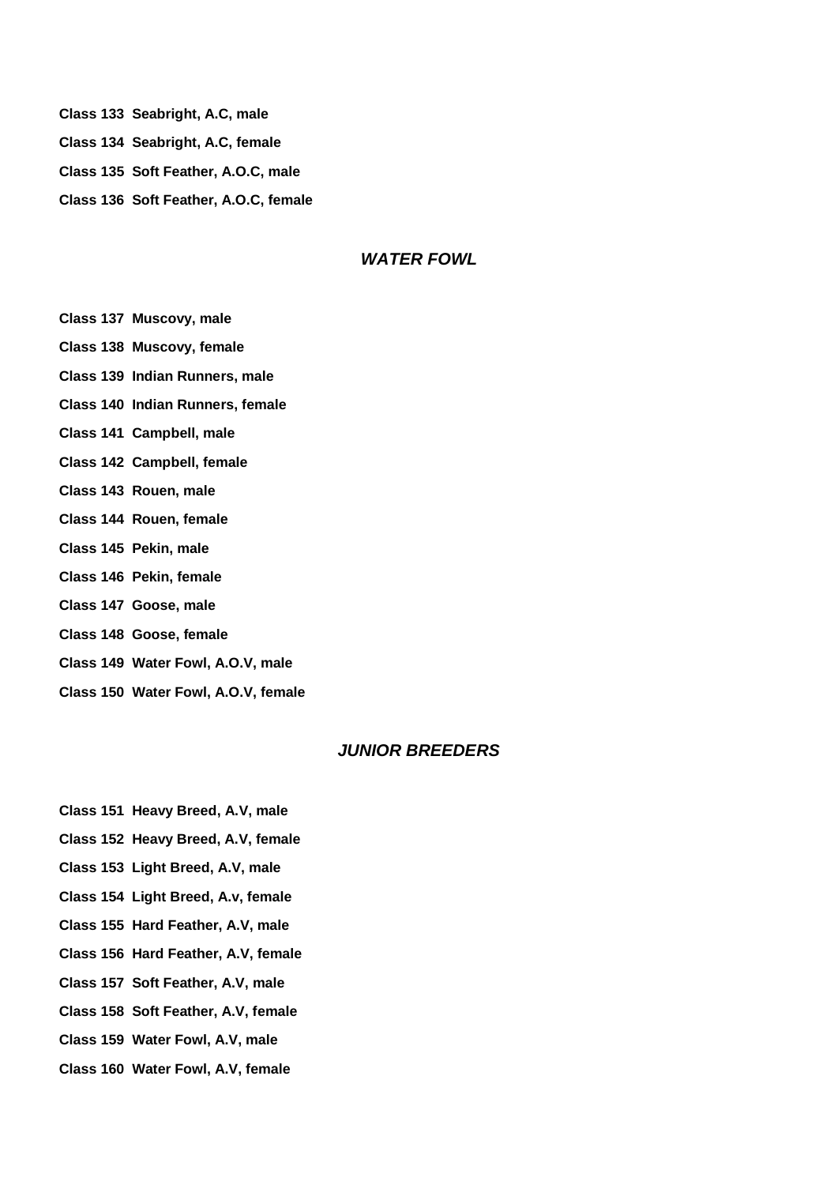**Class 133  Seabright, A.C, male**

**Class 134  Seabright, A.C, female**

**Class 135  Soft Feather, A.O.C, male**

**Class 136  Soft Feather, A.O.C, female**

## *WATER FOWL*

**Class 137  Muscovy, male**

**Class 138  Muscovy, female**

**Class 139  Indian Runners, male**

**Class 140  Indian Runners, female**

**Class 141  Campbell, male**

**Class 142  Campbell, female**

**Class 143  Rouen, male**

**Class 144  Rouen, female**

**Class 145  Pekin, male**

**Class 146  Pekin, female**

**Class 147  Goose, male**

**Class 148  Goose, female**

**Class 149  Water Fowl, A.O.V, male**

**Class 150  Water Fowl, A.O.V, female**

## *JUNIOR BREEDERS*

**Class 151  Heavy Breed, A.V, male**

**Class 152  Heavy Breed, A.V, female**

**Class 153  Light Breed, A.V, male**

**Class 154  Light Breed, A.v, female**

**Class 155  Hard Feather, A.V, male**

**Class 156  Hard Feather, A.V, female**

**Class 157  Soft Feather, A.V, male**

**Class 158  Soft Feather, A.V, female**

**Class 159  Water Fowl, A.V, male**

**Class 160  Water Fowl, A.V, female**